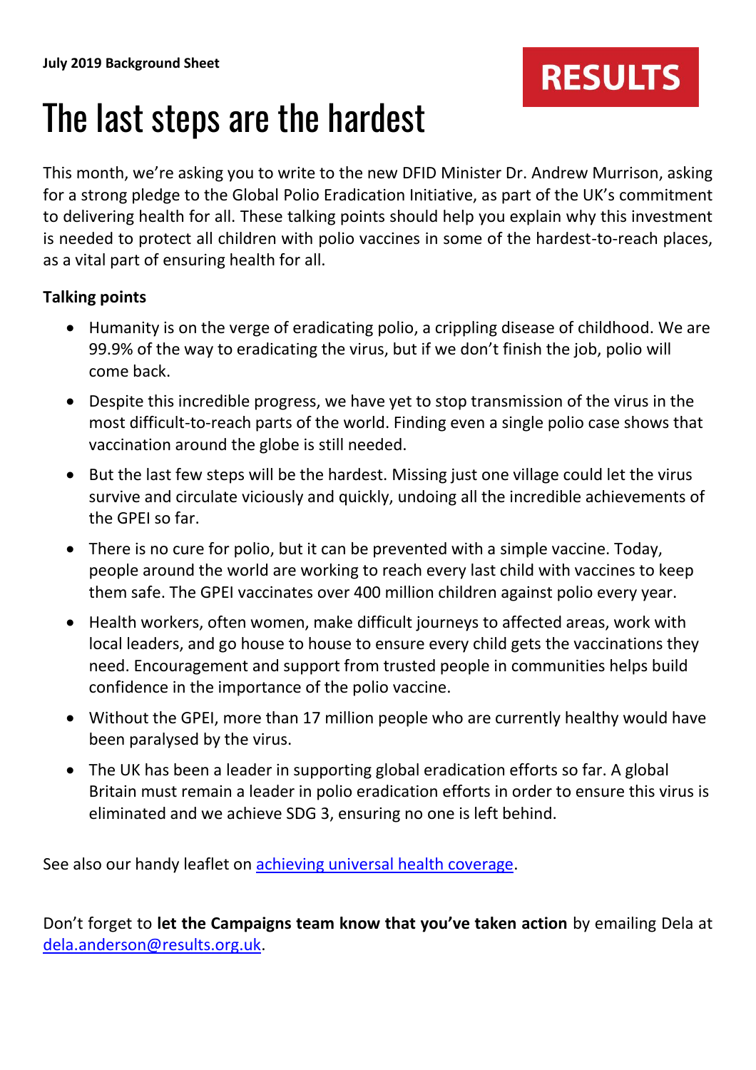**July 2019 Background Sheet**

RESULTS

# The last steps are the hardest

This month, we're asking you to write to the new DFID Minister Dr. Andrew Murrison, asking for a strong pledge to the Global Polio Eradication Initiative, as part of the UK's commitment to delivering health for all. These talking points should help you explain why this investment is needed to protect all children with polio vaccines in some of the hardest-to-reach places, as a vital part of ensuring health for all.

**Talking points**

- Humanity is on the verge of eradicating polio, a crippling disease of childhood. We are 99.9% of the way to eradicating the virus, but if we don't finish the job, polio will come back.
- Despite this incredible progress, we have yet to stop transmission of the virus in the most difficult-to-reach parts of the world. Finding even a single polio case shows that vaccination around the globe is still needed.
- But the last few steps will be the hardest. Missing just one village could let the virus survive and circulate viciously and quickly, undoing all the incredible achievements of the GPEI so far.
- There is no cure for polio, but it can be prevented with a simple vaccine. Today, people around the world are working to reach every last child with vaccines to keep them safe. The GPEI vaccinates over 400 million children against polio every year.
- Health workers, often women, make difficult journeys to affected areas, work with local leaders, and go house to house to ensure every child gets the vaccinations they need. Encouragement and support from trusted people in communities helps build confidence in the importance of the polio vaccine.
- Without the GPEI, more than 17 million people who are currently healthy would have been paralysed by the virus.
- The UK has been a leader in supporting global eradication efforts so far. A global Britain must remain a leader in polio eradication efforts in order to ensure this virus is eliminated and we achieve SDG 3, ensuring no one is left behind.

See also our handy leaflet on [achieving universal health coverage].

Don't forget to **let the Campaigns team know that you've taken action** by emailing Dela at dela.anderson@results.org.uk.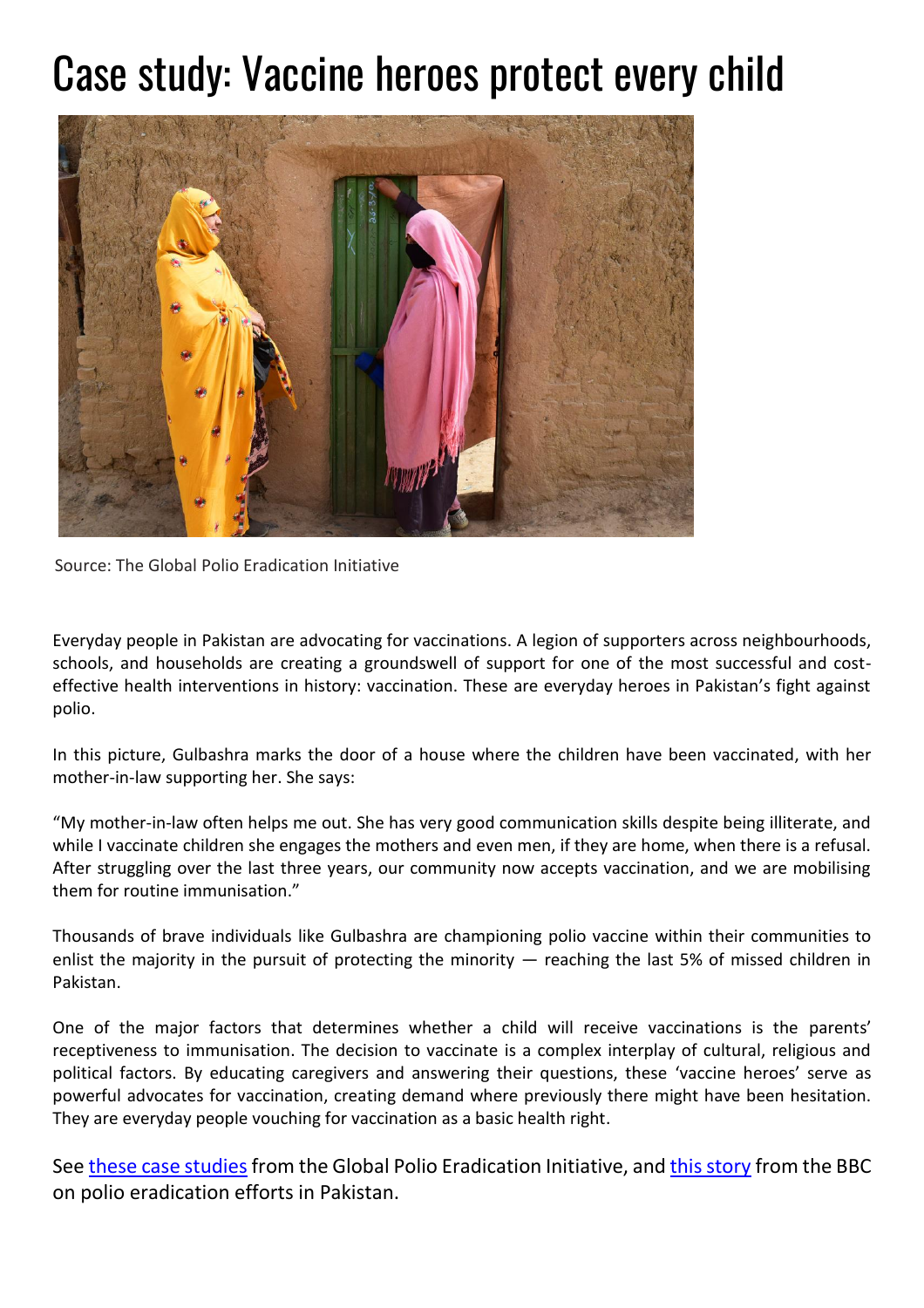# Case study: Vaccine heroes protect every child

Source: The Global Polio Eradication Initiative

Everyday people in Pakistan are advocating for vaccinations. A legion of supporters across neighbourhoods, schools, and households are creating a groundswell of support for one of the most successful and cost-effective health interventions in history: vaccination. These are everyday heroes in Pakistan's fight against polio.

In this picture, Gulbashra marks the door of a house where the children have been vaccinated, with her mother-in-law supporting her. She says:

"My mother-in-law often helps me out. She has very good communication skills despite being illiterate, and while I vaccinate children she engages the mothers and even men, if they are home, when there is a refusal. After struggling over the last three years, our community now accepts vaccination, and we are mobilising them for routine immunisation."

Thousands of brave individuals like Gulbashra are championing polio vaccine within their communities to enlist the majority in the pursuit of protecting the minority — reaching the last 5% of missed children in Pakistan.

One of the major factors that determines whether a child will receive vaccinations is the parents' receptiveness to immunisation. The decision to vaccinate is a complex interplay of cultural, religious and political factors. By educating caregivers and answering their questions, these 'vaccine heroes' serve as powerful advocates for vaccination, creating demand where previously there might have been hesitation. They are everyday people vouching for vaccination as a basic health right.

See these case studies from the Global Polio Eradication Initiative, and this story from the BBC on polio eradication efforts in Pakistan.